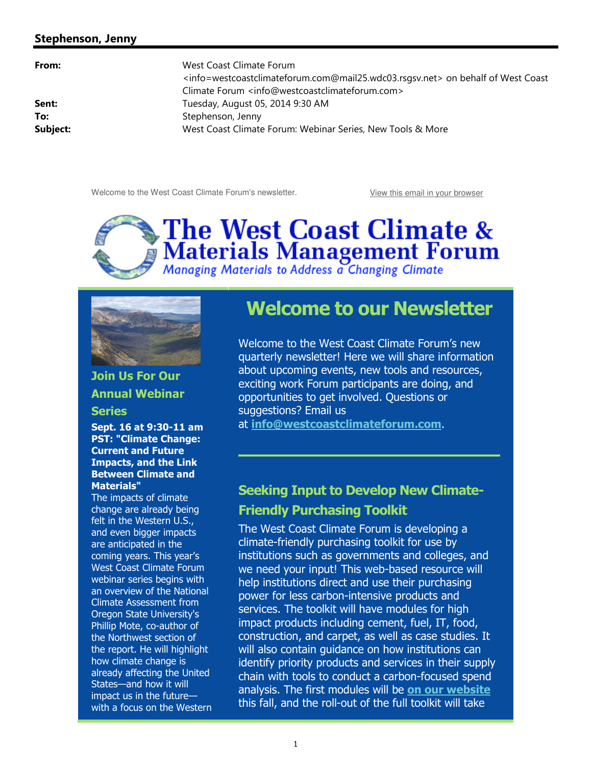## Stephenson, Jenny

| | |
|---|---|
| **From:** | West Coast Climate Forum <info=westcoastclimateforum.com@mail25.wdc03.rsgsv.net> on behalf of West Coast Climate Forum <info@westcoastclimateforum.com> |
| **Sent:** | Tuesday, August 05, 2014 9:30 AM |
| **To:** | Stephenson, Jenny |
| **Subject:** | West Coast Climate Forum: Webinar Series, New Tools & More |

Welcome to the West Coast Climate Forum's newsletter.

View this email in your browser

# The West Coast Climate & Materials Management Forum

*Managing Materials to Address a Changing Climate*

## Welcome to our Newsletter

Welcome to the West Coast Climate Forum's new quarterly newsletter! Here we will share information about upcoming events, new tools and resources, exciting work Forum participants are doing, and opportunities to get involved. Questions or suggestions? Email us at **info@westcoastclimateforum.com**.

### Seeking Input to Develop New Climate-Friendly Purchasing Toolkit

The West Coast Climate Forum is developing a climate-friendly purchasing toolkit for use by institutions such as governments and colleges, and we need your input! This web-based resource will help institutions direct and use their purchasing power for less carbon-intensive products and services. The toolkit will have modules for high impact products including cement, fuel, IT, food, construction, and carpet, as well as case studies. It will also contain guidance on how institutions can identify priority products and services in their supply chain with tools to conduct a carbon-focused spend analysis. The first modules will be **on our website** this fall, and the roll-out of the full toolkit will take

### Join Us For Our Annual Webinar Series

**Sept. 16 at 9:30-11 am PST: "Climate Change: Current and Future Impacts, and the Link Between Climate and Materials"**

The impacts of climate change are already being felt in the Western U.S., and even bigger impacts are anticipated in the coming years. This year's West Coast Climate Forum webinar series begins with an overview of the National Climate Assessment from Oregon State University's Phillip Mote, co-author of the Northwest section of the report. He will highlight how climate change is already affecting the United States—and how it will impact us in the future—with a focus on the Western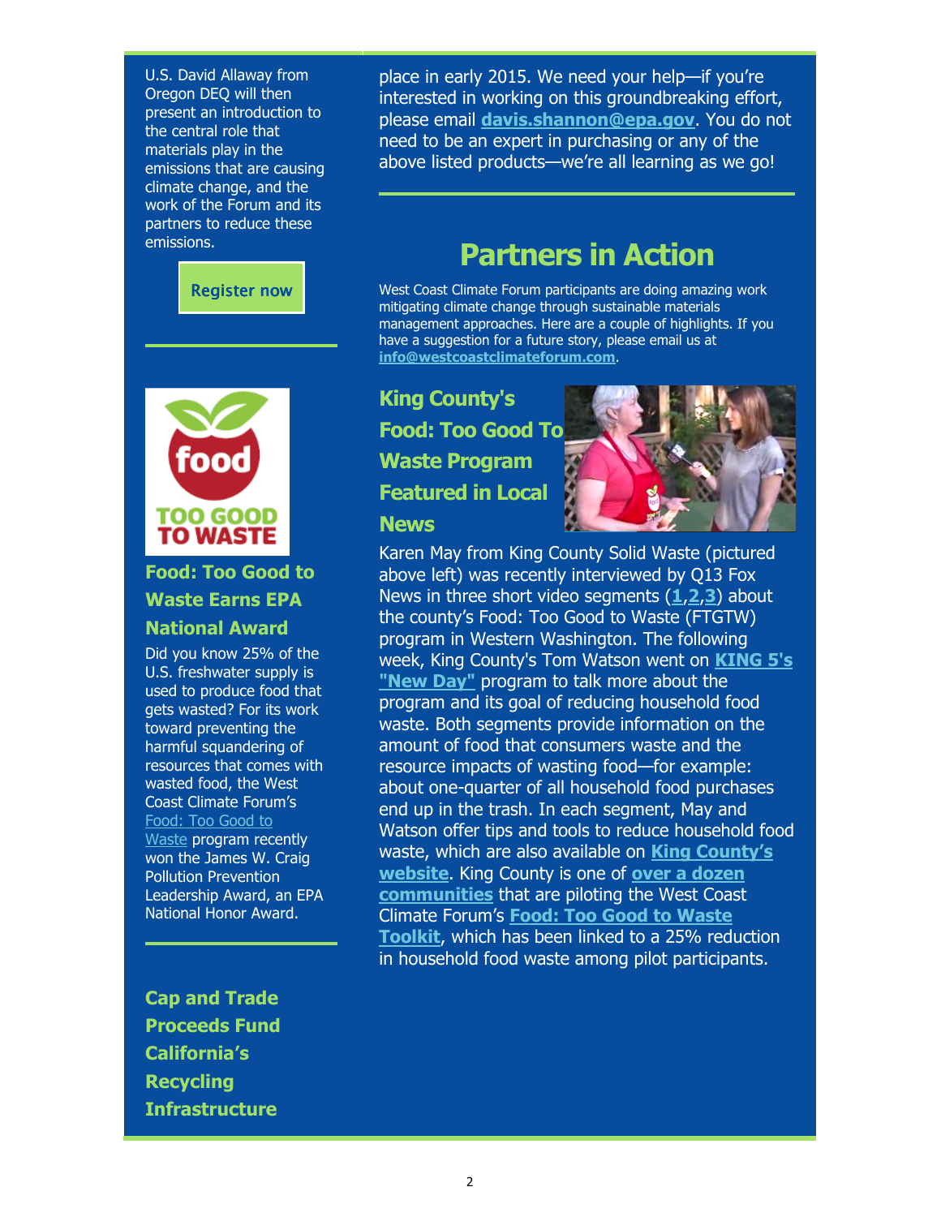U.S. David Allaway from Oregon DEQ will then present an introduction to the central role that materials play in the emissions that are causing climate change, and the work of the Forum and its partners to reduce these emissions.

Register now

### Food: Too Good to Waste Earns EPA National Award

Did you know 25% of the U.S. freshwater supply is used to produce food that gets wasted? For its work toward preventing the harmful squandering of resources that comes with wasted food, the West Coast Climate Forum's Food: Too Good to Waste program recently won the James W. Craig Pollution Prevention Leadership Award, an EPA National Honor Award.

### Cap and Trade Proceeds Fund California's Recycling Infrastructure

place in early 2015. We need your help—if you're interested in working on this groundbreaking effort, please email **davis.shannon@epa.gov**. You do not need to be an expert in purchasing or any of the above listed products—we're all learning as we go!

## Partners in Action

West Coast Climate Forum participants are doing amazing work mitigating climate change through sustainable materials management approaches. Here are a couple of highlights. If you have a suggestion for a future story, please email us at **info@westcoastclimateforum.com**.

### King County's Food: Too Good To Waste Program Featured in Local News

Karen May from King County Solid Waste (pictured above left) was recently interviewed by Q13 Fox News in three short video segments (**1**,**2**,**3**) about the county's Food: Too Good to Waste (FTGTW) program in Western Washington. The following week, King County's Tom Watson went on **KING 5's "New Day"** program to talk more about the program and its goal of reducing household food waste. Both segments provide information on the amount of food that consumers waste and the resource impacts of wasting food—for example: about one-quarter of all household food purchases end up in the trash. In each segment, May and Watson offer tips and tools to reduce household food waste, which are also available on **King County's website**. King County is one of **over a dozen communities** that are piloting the West Coast Climate Forum's **Food: Too Good to Waste Toolkit**, which has been linked to a 25% reduction in household food waste among pilot participants.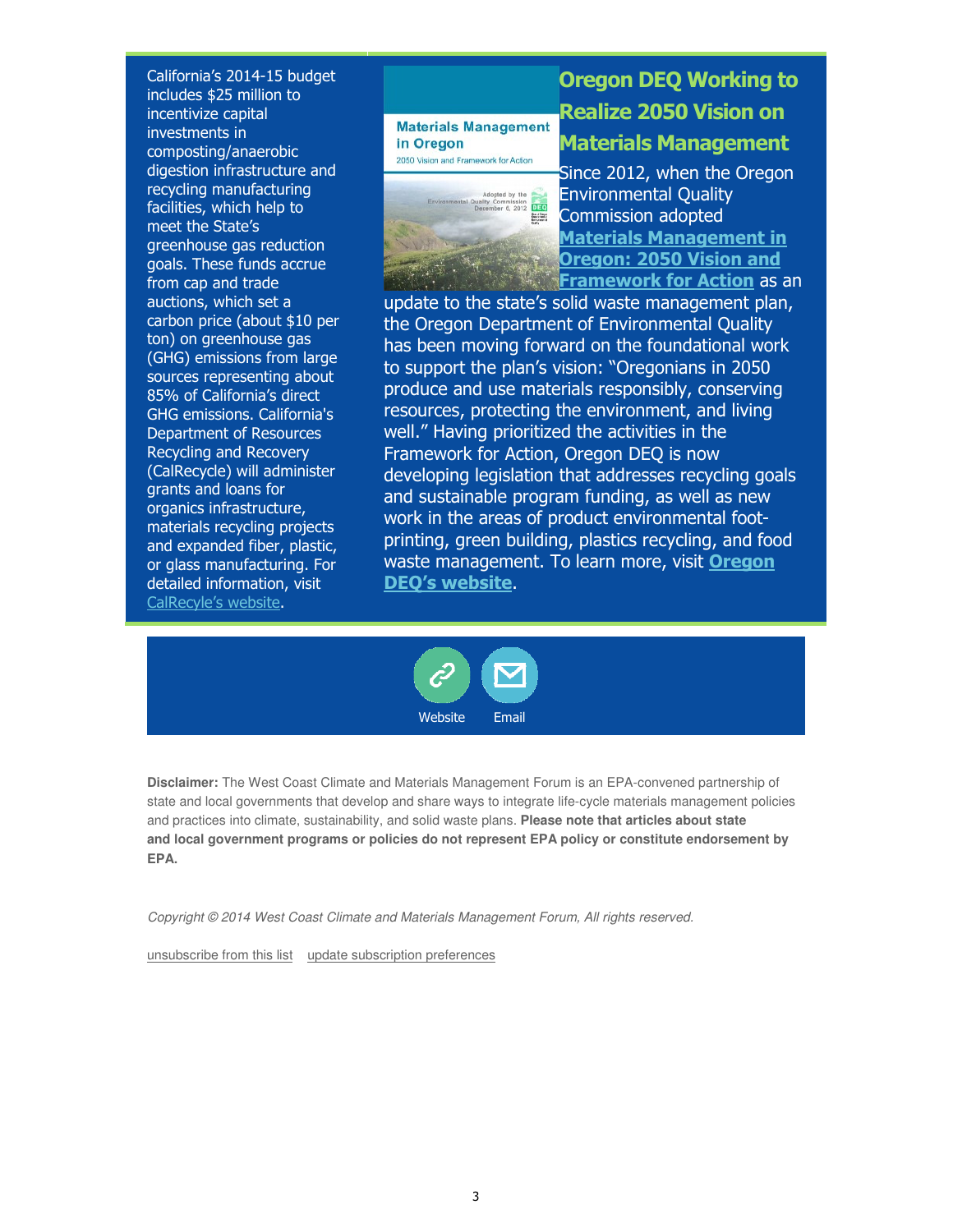California's 2014-15 budget includes $25 million to incentivize capital investments in composting/anaerobic digestion infrastructure and recycling manufacturing facilities, which help to meet the State's greenhouse gas reduction goals. These funds accrue from cap and trade auctions, which set a carbon price (about $10 per ton) on greenhouse gas (GHG) emissions from large sources representing about 85% of California's direct GHG emissions. California's Department of Resources Recycling and Recovery (CalRecycle) will administer grants and loans for organics infrastructure, materials recycling projects and expanded fiber, plastic, or glass manufacturing. For detailed information, visit CalRecyle's website.

## Oregon DEQ Working to Realize 2050 Vision on Materials Management

Since 2012, when the Oregon Environmental Quality Commission adopted **Materials Management in Oregon: 2050 Vision and Framework for Action** as an update to the state's solid waste management plan, the Oregon Department of Environmental Quality has been moving forward on the foundational work to support the plan's vision: "Oregonians in 2050 produce and use materials responsibly, conserving resources, protecting the environment, and living well." Having prioritized the activities in the Framework for Action, Oregon DEQ is now developing legislation that addresses recycling goals and sustainable program funding, as well as new work in the areas of product environmental foot-printing, green building, plastics recycling, and food waste management. To learn more, visit **Oregon DEQ's website**.

Website Email

**Disclaimer:** The West Coast Climate and Materials Management Forum is an EPA-convened partnership of state and local governments that develop and share ways to integrate life-cycle materials management policies and practices into climate, sustainability, and solid waste plans. **Please note that articles about state and local government programs or policies do not represent EPA policy or constitute endorsement by EPA.**

*Copyright © 2014 West Coast Climate and Materials Management Forum, All rights reserved.*

unsubscribe from this list update subscription preferences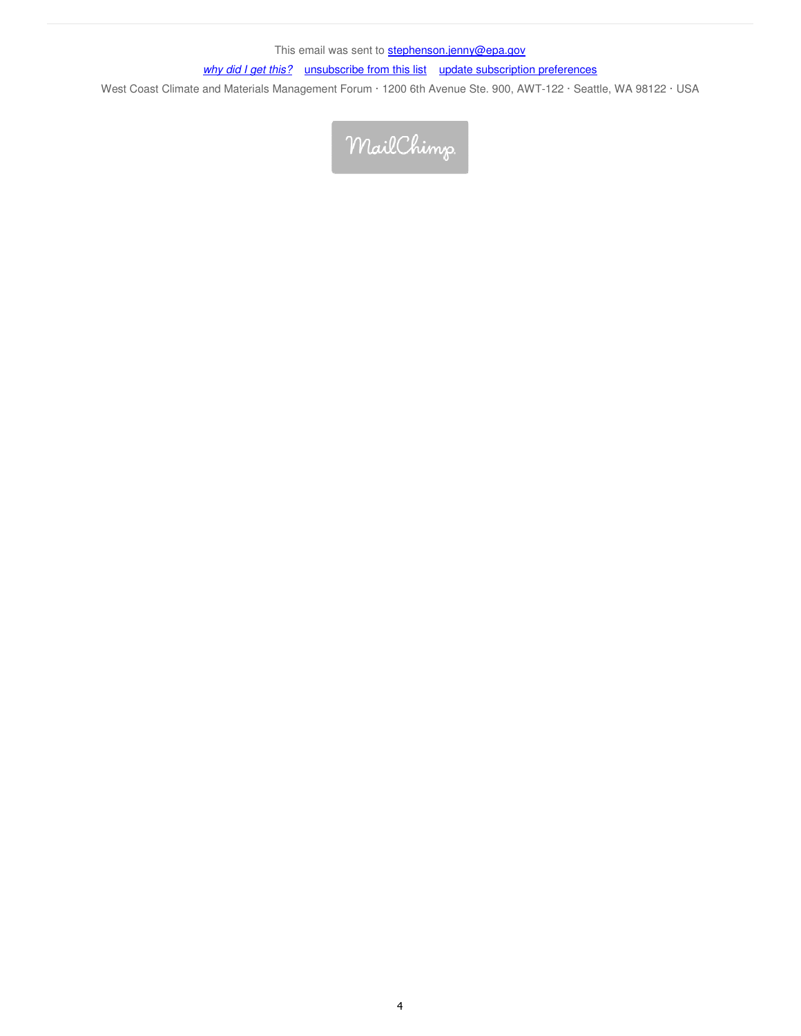This email was sent to stephenson.jenny@epa.gov

*why did I get this?* unsubscribe from this list update subscription preferences

West Coast Climate and Materials Management Forum · 1200 6th Avenue Ste. 900, AWT-122 · Seattle, WA 98122 · USA

MailChimp